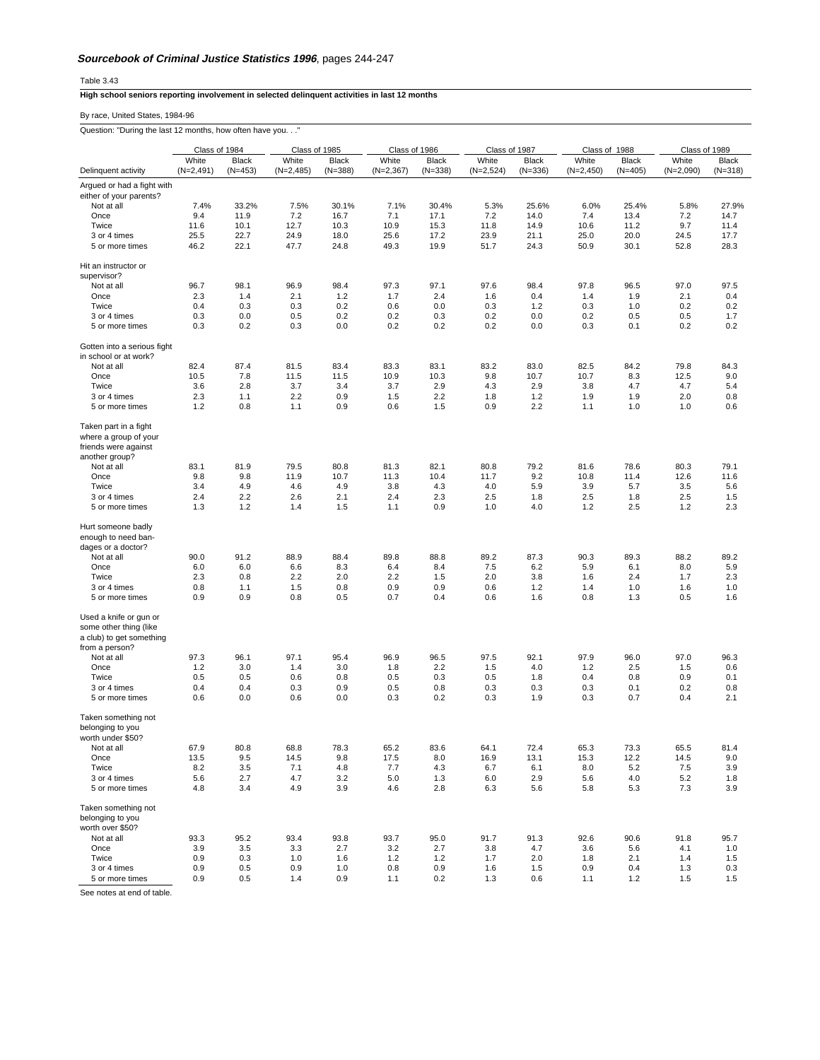***Sourcebook of Criminal Justice Statistics 1996*, pages 244-247**

Table 3.43

**High school seniors reporting involvement in selected delinquent activities in last 12 months**

By race, United States, 1984-96

Question: "During the last 12 months, how often have you. . ."

| | Class of 1984 | | Class of 1985 | | Class of 1986 | | Class of 1987 | | Class of 1988 | | Class of 1989 | |
|---|---|---|---|---|---|---|---|---|---|---|---|---|
| Delinquent activity | White (N=2,491) | Black (N=453) | White (N=2,485) | Black (N=388) | White (N=2,367) | Black (N=338) | White (N=2,524) | Black (N=336) | White (N=2,450) | Black (N=405) | White (N=2,090) | Black (N=318) |
| Argued or had a fight with either of your parents? | | | | | | | | | | | | |
| Not at all | 7.4% | 33.2% | 7.5% | 30.1% | 7.1% | 30.4% | 5.3% | 25.6% | 6.0% | 25.4% | 5.8% | 27.9% |
| Once | 9.4 | 11.9 | 7.2 | 16.7 | 7.1 | 17.1 | 7.2 | 14.0 | 7.4 | 13.4 | 7.2 | 14.7 |
| Twice | 11.6 | 10.1 | 12.7 | 10.3 | 10.9 | 15.3 | 11.8 | 14.9 | 10.6 | 11.2 | 9.7 | 11.4 |
| 3 or 4 times | 25.5 | 22.7 | 24.9 | 18.0 | 25.6 | 17.2 | 23.9 | 21.1 | 25.0 | 20.0 | 24.5 | 17.7 |
| 5 or more times | 46.2 | 22.1 | 47.7 | 24.8 | 49.3 | 19.9 | 51.7 | 24.3 | 50.9 | 30.1 | 52.8 | 28.3 |
| Hit an instructor or supervisor? | | | | | | | | | | | | |
| Not at all | 96.7 | 98.1 | 96.9 | 98.4 | 97.3 | 97.1 | 97.6 | 98.4 | 97.8 | 96.5 | 97.0 | 97.5 |
| Once | 2.3 | 1.4 | 2.1 | 1.2 | 1.7 | 2.4 | 1.6 | 0.4 | 1.4 | 1.9 | 2.1 | 0.4 |
| Twice | 0.4 | 0.3 | 0.3 | 0.2 | 0.6 | 0.0 | 0.3 | 1.2 | 0.3 | 1.0 | 0.2 | 0.2 |
| 3 or 4 times | 0.3 | 0.0 | 0.5 | 0.2 | 0.2 | 0.3 | 0.2 | 0.0 | 0.2 | 0.5 | 0.5 | 1.7 |
| 5 or more times | 0.3 | 0.2 | 0.3 | 0.0 | 0.2 | 0.2 | 0.2 | 0.0 | 0.3 | 0.1 | 0.2 | 0.2 |
| Gotten into a serious fight in school or at work? | | | | | | | | | | | | |
| Not at all | 82.4 | 87.4 | 81.5 | 83.4 | 83.3 | 83.1 | 83.2 | 83.0 | 82.5 | 84.2 | 79.8 | 84.3 |
| Once | 10.5 | 7.8 | 11.5 | 11.5 | 10.9 | 10.3 | 9.8 | 10.7 | 10.7 | 8.3 | 12.5 | 9.0 |
| Twice | 3.6 | 2.8 | 3.7 | 3.4 | 3.7 | 2.9 | 4.3 | 2.9 | 3.8 | 4.7 | 4.7 | 5.4 |
| 3 or 4 times | 2.3 | 1.1 | 2.2 | 0.9 | 1.5 | 2.2 | 1.8 | 1.2 | 1.9 | 1.9 | 2.0 | 0.8 |
| 5 or more times | 1.2 | 0.8 | 1.1 | 0.9 | 0.6 | 1.5 | 0.9 | 2.2 | 1.1 | 1.0 | 1.0 | 0.6 |
| Taken part in a fight where a group of your friends were against another group? | | | | | | | | | | | | |
| Not at all | 83.1 | 81.9 | 79.5 | 80.8 | 81.3 | 82.1 | 80.8 | 79.2 | 81.6 | 78.6 | 80.3 | 79.1 |
| Once | 9.8 | 9.8 | 11.9 | 10.7 | 11.3 | 10.4 | 11.7 | 9.2 | 10.8 | 11.4 | 12.6 | 11.6 |
| Twice | 3.4 | 4.9 | 4.6 | 4.9 | 3.8 | 4.3 | 4.0 | 5.9 | 3.9 | 5.7 | 3.5 | 5.6 |
| 3 or 4 times | 2.4 | 2.2 | 2.6 | 2.1 | 2.4 | 2.3 | 2.5 | 1.8 | 2.5 | 1.8 | 2.5 | 1.5 |
| 5 or more times | 1.3 | 1.2 | 1.4 | 1.5 | 1.1 | 0.9 | 1.0 | 4.0 | 1.2 | 2.5 | 1.2 | 2.3 |
| Hurt someone badly enough to need bandages or a doctor? | | | | | | | | | | | | |
| Not at all | 90.0 | 91.2 | 88.9 | 88.4 | 89.8 | 88.8 | 89.2 | 87.3 | 90.3 | 89.3 | 88.2 | 89.2 |
| Once | 6.0 | 6.0 | 6.6 | 8.3 | 6.4 | 8.4 | 7.5 | 6.2 | 5.9 | 6.1 | 8.0 | 5.9 |
| Twice | 2.3 | 0.8 | 2.2 | 2.0 | 2.2 | 1.5 | 2.0 | 3.8 | 1.6 | 2.4 | 1.7 | 2.3 |
| 3 or 4 times | 0.8 | 1.1 | 1.5 | 0.8 | 0.9 | 0.9 | 0.6 | 1.2 | 1.4 | 1.0 | 1.6 | 1.0 |
| 5 or more times | 0.9 | 0.9 | 0.8 | 0.5 | 0.7 | 0.4 | 0.6 | 1.6 | 0.8 | 1.3 | 0.5 | 1.6 |
| Used a knife or gun or some other thing (like a club) to get something from a person? | | | | | | | | | | | | |
| Not at all | 97.3 | 96.1 | 97.1 | 95.4 | 96.9 | 96.5 | 97.5 | 92.1 | 97.9 | 96.0 | 97.0 | 96.3 |
| Once | 1.2 | 3.0 | 1.4 | 3.0 | 1.8 | 2.2 | 1.5 | 4.0 | 1.2 | 2.5 | 1.5 | 0.6 |
| Twice | 0.5 | 0.5 | 0.6 | 0.8 | 0.5 | 0.3 | 0.5 | 1.8 | 0.4 | 0.8 | 0.9 | 0.1 |
| 3 or 4 times | 0.4 | 0.4 | 0.3 | 0.9 | 0.5 | 0.8 | 0.3 | 0.3 | 0.3 | 0.1 | 0.2 | 0.8 |
| 5 or more times | 0.6 | 0.0 | 0.6 | 0.0 | 0.3 | 0.2 | 0.3 | 1.9 | 0.3 | 0.7 | 0.4 | 2.1 |
| Taken something not belonging to you worth under $50? | | | | | | | | | | | | |
| Not at all | 67.9 | 80.8 | 68.8 | 78.3 | 65.2 | 83.6 | 64.1 | 72.4 | 65.3 | 73.3 | 65.5 | 81.4 |
| Once | 13.5 | 9.5 | 14.5 | 9.8 | 17.5 | 8.0 | 16.9 | 13.1 | 15.3 | 12.2 | 14.5 | 9.0 |
| Twice | 8.2 | 3.5 | 7.1 | 4.8 | 7.7 | 4.3 | 6.7 | 6.1 | 8.0 | 5.2 | 7.5 | 3.9 |
| 3 or 4 times | 5.6 | 2.7 | 4.7 | 3.2 | 5.0 | 1.3 | 6.0 | 2.9 | 5.6 | 4.0 | 5.2 | 1.8 |
| 5 or more times | 4.8 | 3.4 | 4.9 | 3.9 | 4.6 | 2.8 | 6.3 | 5.6 | 5.8 | 5.3 | 7.3 | 3.9 |
| Taken something not belonging to you worth over $50? | | | | | | | | | | | | |
| Not at all | 93.3 | 95.2 | 93.4 | 93.8 | 93.7 | 95.0 | 91.7 | 91.3 | 92.6 | 90.6 | 91.8 | 95.7 |
| Once | 3.9 | 3.5 | 3.3 | 2.7 | 3.2 | 2.7 | 3.8 | 4.7 | 3.6 | 5.6 | 4.1 | 1.0 |
| Twice | 0.9 | 0.3 | 1.0 | 1.6 | 1.2 | 1.2 | 1.7 | 2.0 | 1.8 | 2.1 | 1.4 | 1.5 |
| 3 or 4 times | 0.9 | 0.5 | 0.9 | 1.0 | 0.8 | 0.9 | 1.6 | 1.5 | 0.9 | 0.4 | 1.3 | 0.3 |
| 5 or more times | 0.9 | 0.5 | 1.4 | 0.9 | 1.1 | 0.2 | 1.3 | 0.6 | 1.1 | 1.2 | 1.5 | 1.5 |

See notes at end of table.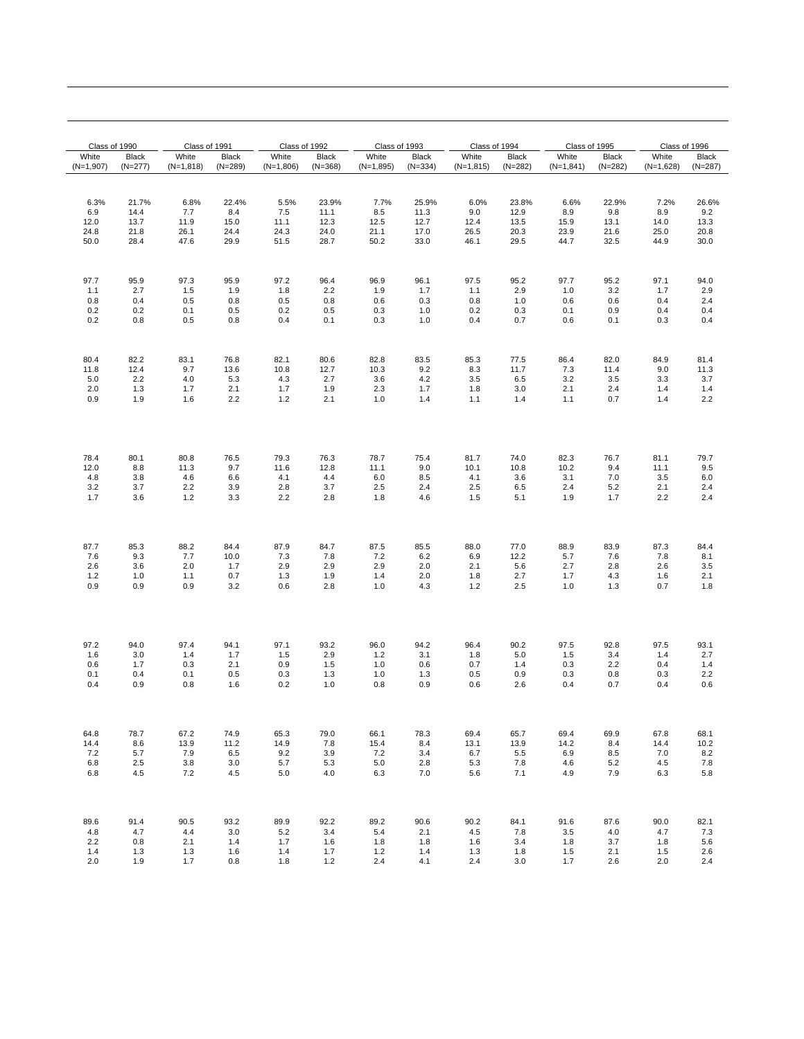| Class of 1990 | | Class of 1991 | | Class of 1992 | | Class of 1993 | | Class of 1994 | | Class of 1995 | | Class of 1996 | |
|---|---|---|---|---|---|---|---|---|---|---|---|---|---|
| White (N=1,907) | Black (N=277) | White (N=1,818) | Black (N=289) | White (N=1,806) | Black (N=368) | White (N=1,895) | Black (N=334) | White (N=1,815) | Black (N=282) | White (N=1,841) | Black (N=282) | White (N=1,628) | Black (N=287) |
| | | | | | | | | | | | | | |
| 6.3% | 21.7% | 6.8% | 22.4% | 5.5% | 23.9% | 7.7% | 25.9% | 6.0% | 23.8% | 6.6% | 22.9% | 7.2% | 26.6% |
| 6.9 | 14.4 | 7.7 | 8.4 | 7.5 | 11.1 | 8.5 | 11.3 | 9.0 | 12.9 | 8.9 | 9.8 | 8.9 | 9.2 |
| 12.0 | 13.7 | 11.9 | 15.0 | 11.1 | 12.3 | 12.5 | 12.7 | 12.4 | 13.5 | 15.9 | 13.1 | 14.0 | 13.3 |
| 24.8 | 21.8 | 26.1 | 24.4 | 24.3 | 24.0 | 21.1 | 17.0 | 26.5 | 20.3 | 23.9 | 21.6 | 25.0 | 20.8 |
| 50.0 | 28.4 | 47.6 | 29.9 | 51.5 | 28.7 | 50.2 | 33.0 | 46.1 | 29.5 | 44.7 | 32.5 | 44.9 | 30.0 |
| | | | | | | | | | | | | | |
| 97.7 | 95.9 | 97.3 | 95.9 | 97.2 | 96.4 | 96.9 | 96.1 | 97.5 | 95.2 | 97.7 | 95.2 | 97.1 | 94.0 |
| 1.1 | 2.7 | 1.5 | 1.9 | 1.8 | 2.2 | 1.9 | 1.7 | 1.1 | 2.9 | 1.0 | 3.2 | 1.7 | 2.9 |
| 0.8 | 0.4 | 0.5 | 0.8 | 0.5 | 0.8 | 0.6 | 0.3 | 0.8 | 1.0 | 0.6 | 0.6 | 0.4 | 2.4 |
| 0.2 | 0.2 | 0.1 | 0.5 | 0.2 | 0.5 | 0.3 | 1.0 | 0.2 | 0.3 | 0.1 | 0.9 | 0.4 | 0.4 |
| 0.2 | 0.8 | 0.5 | 0.8 | 0.4 | 0.1 | 0.3 | 1.0 | 0.4 | 0.7 | 0.6 | 0.1 | 0.3 | 0.4 |
| | | | | | | | | | | | | | |
| 80.4 | 82.2 | 83.1 | 76.8 | 82.1 | 80.6 | 82.8 | 83.5 | 85.3 | 77.5 | 86.4 | 82.0 | 84.9 | 81.4 |
| 11.8 | 12.4 | 9.7 | 13.6 | 10.8 | 12.7 | 10.3 | 9.2 | 8.3 | 11.7 | 7.3 | 11.4 | 9.0 | 11.3 |
| 5.0 | 2.2 | 4.0 | 5.3 | 4.3 | 2.7 | 3.6 | 4.2 | 3.5 | 6.5 | 3.2 | 3.5 | 3.3 | 3.7 |
| 2.0 | 1.3 | 1.7 | 2.1 | 1.7 | 1.9 | 2.3 | 1.7 | 1.8 | 3.0 | 2.1 | 2.4 | 1.4 | 1.4 |
| 0.9 | 1.9 | 1.6 | 2.2 | 1.2 | 2.1 | 1.0 | 1.4 | 1.1 | 1.4 | 1.1 | 0.7 | 1.4 | 2.2 |
| | | | | | | | | | | | | | |
| 78.4 | 80.1 | 80.8 | 76.5 | 79.3 | 76.3 | 78.7 | 75.4 | 81.7 | 74.0 | 82.3 | 76.7 | 81.1 | 79.7 |
| 12.0 | 8.8 | 11.3 | 9.7 | 11.6 | 12.8 | 11.1 | 9.0 | 10.1 | 10.8 | 10.2 | 9.4 | 11.1 | 9.5 |
| 4.8 | 3.8 | 4.6 | 6.6 | 4.1 | 4.4 | 6.0 | 8.5 | 4.1 | 3.6 | 3.1 | 7.0 | 3.5 | 6.0 |
| 3.2 | 3.7 | 2.2 | 3.9 | 2.8 | 3.7 | 2.5 | 2.4 | 2.5 | 6.5 | 2.4 | 5.2 | 2.1 | 2.4 |
| 1.7 | 3.6 | 1.2 | 3.3 | 2.2 | 2.8 | 1.8 | 4.6 | 1.5 | 5.1 | 1.9 | 1.7 | 2.2 | 2.4 |
| | | | | | | | | | | | | | |
| 87.7 | 85.3 | 88.2 | 84.4 | 87.9 | 84.7 | 87.5 | 85.5 | 88.0 | 77.0 | 88.9 | 83.9 | 87.3 | 84.4 |
| 7.6 | 9.3 | 7.7 | 10.0 | 7.3 | 7.8 | 7.2 | 6.2 | 6.9 | 12.2 | 5.7 | 7.6 | 7.8 | 8.1 |
| 2.6 | 3.6 | 2.0 | 1.7 | 2.9 | 2.9 | 2.9 | 2.0 | 2.1 | 5.6 | 2.7 | 2.8 | 2.6 | 3.5 |
| 1.2 | 1.0 | 1.1 | 0.7 | 1.3 | 1.9 | 1.4 | 2.0 | 1.8 | 2.7 | 1.7 | 4.3 | 1.6 | 2.1 |
| 0.9 | 0.9 | 0.9 | 3.2 | 0.6 | 2.8 | 1.0 | 4.3 | 1.2 | 2.5 | 1.0 | 1.3 | 0.7 | 1.8 |
| | | | | | | | | | | | | | |
| 97.2 | 94.0 | 97.4 | 94.1 | 97.1 | 93.2 | 96.0 | 94.2 | 96.4 | 90.2 | 97.5 | 92.8 | 97.5 | 93.1 |
| 1.6 | 3.0 | 1.4 | 1.7 | 1.5 | 2.9 | 1.2 | 3.1 | 1.8 | 5.0 | 1.5 | 3.4 | 1.4 | 2.7 |
| 0.6 | 1.7 | 0.3 | 2.1 | 0.9 | 1.5 | 1.0 | 0.6 | 0.7 | 1.4 | 0.3 | 2.2 | 0.4 | 1.4 |
| 0.1 | 0.4 | 0.1 | 0.5 | 0.3 | 1.3 | 1.0 | 1.3 | 0.5 | 0.9 | 0.3 | 0.8 | 0.3 | 2.2 |
| 0.4 | 0.9 | 0.8 | 1.6 | 0.2 | 1.0 | 0.8 | 0.9 | 0.6 | 2.6 | 0.4 | 0.7 | 0.4 | 0.6 |
| | | | | | | | | | | | | | |
| 64.8 | 78.7 | 67.2 | 74.9 | 65.3 | 79.0 | 66.1 | 78.3 | 69.4 | 65.7 | 69.4 | 69.9 | 67.8 | 68.1 |
| 14.4 | 8.6 | 13.9 | 11.2 | 14.9 | 7.8 | 15.4 | 8.4 | 13.1 | 13.9 | 14.2 | 8.4 | 14.4 | 10.2 |
| 7.2 | 5.7 | 7.9 | 6.5 | 9.2 | 3.9 | 7.2 | 3.4 | 6.7 | 5.5 | 6.9 | 8.5 | 7.0 | 8.2 |
| 6.8 | 2.5 | 3.8 | 3.0 | 5.7 | 5.3 | 5.0 | 2.8 | 5.3 | 7.8 | 4.6 | 5.2 | 4.5 | 7.8 |
| 6.8 | 4.5 | 7.2 | 4.5 | 5.0 | 4.0 | 6.3 | 7.0 | 5.6 | 7.1 | 4.9 | 7.9 | 6.3 | 5.8 |
| | | | | | | | | | | | | | |
| 89.6 | 91.4 | 90.5 | 93.2 | 89.9 | 92.2 | 89.2 | 90.6 | 90.2 | 84.1 | 91.6 | 87.6 | 90.0 | 82.1 |
| 4.8 | 4.7 | 4.4 | 3.0 | 5.2 | 3.4 | 5.4 | 2.1 | 4.5 | 7.8 | 3.5 | 4.0 | 4.7 | 7.3 |
| 2.2 | 0.8 | 2.1 | 1.4 | 1.7 | 1.6 | 1.8 | 1.8 | 1.6 | 3.4 | 1.8 | 3.7 | 1.8 | 5.6 |
| 1.4 | 1.3 | 1.3 | 1.6 | 1.4 | 1.7 | 1.2 | 1.4 | 1.3 | 1.8 | 1.5 | 2.1 | 1.5 | 2.6 |
| 2.0 | 1.9 | 1.7 | 0.8 | 1.8 | 1.2 | 2.4 | 4.1 | 2.4 | 3.0 | 1.7 | 2.6 | 2.0 | 2.4 |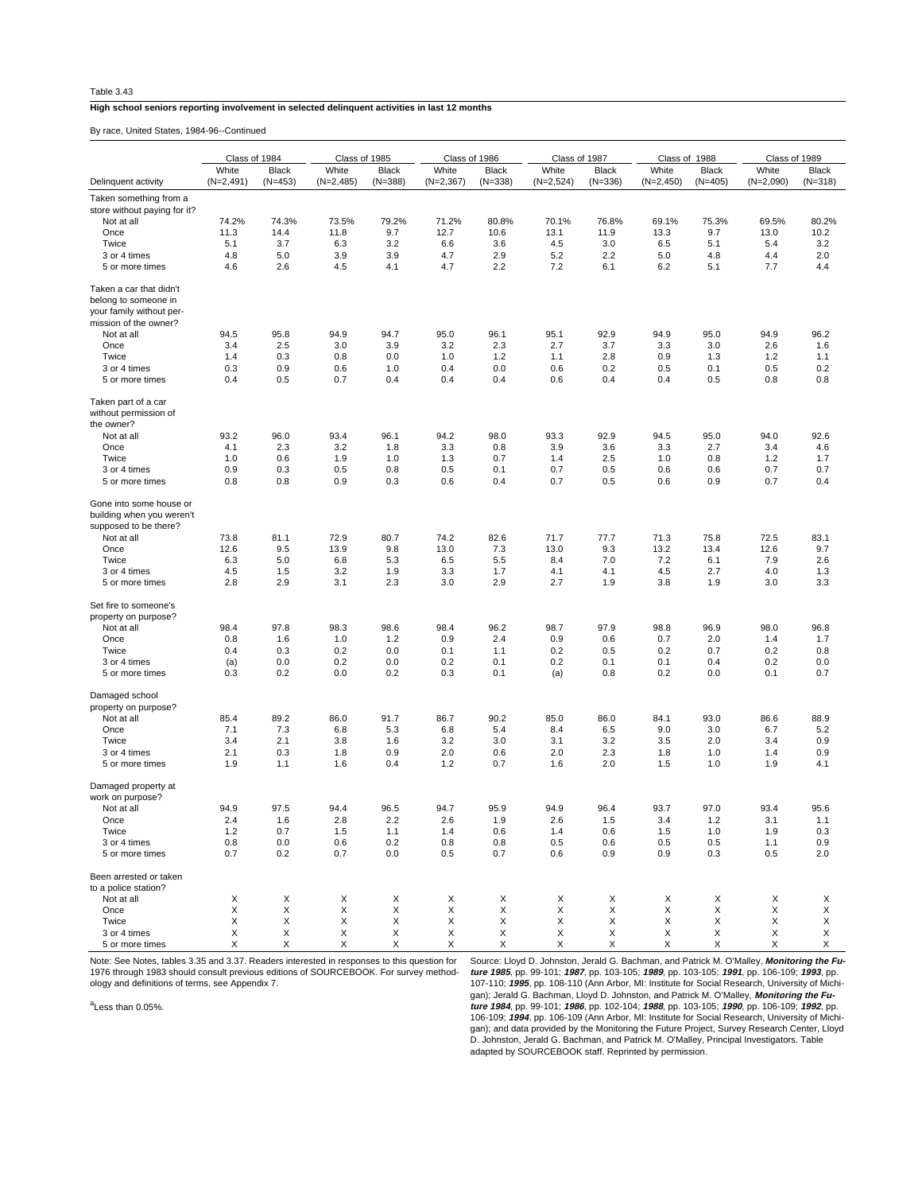Table 3.43

**High school seniors reporting involvement in selected delinquent activities in last 12 months**

By race, United States, 1984-96--Continued

| | Class of 1984 | | Class of 1985 | | Class of 1986 | | Class of 1987 | | Class of 1988 | | Class of 1989 | |
|---|---|---|---|---|---|---|---|---|---|---|---|---|
| Delinquent activity | White (N=2,491) | Black (N=453) | White (N=2,485) | Black (N=388) | White (N=2,367) | Black (N=338) | White (N=2,524) | Black (N=336) | White (N=2,450) | Black (N=405) | White (N=2,090) | Black (N=318) |
| **Taken something from a store without paying for it?** | | | | | | | | | | | | |
| Not at all | 74.2% | 74.3% | 73.5% | 79.2% | 71.2% | 80.8% | 70.1% | 76.8% | 69.1% | 75.3% | 69.5% | 80.2% |
| Once | 11.3 | 14.4 | 11.8 | 9.7 | 12.7 | 10.6 | 13.1 | 11.9 | 13.3 | 9.7 | 13.0 | 10.2 |
| Twice | 5.1 | 3.7 | 6.3 | 3.2 | 6.6 | 3.6 | 4.5 | 3.0 | 6.5 | 5.1 | 5.4 | 3.2 |
| 3 or 4 times | 4.8 | 5.0 | 3.9 | 3.9 | 4.7 | 2.9 | 5.2 | 2.2 | 5.0 | 4.8 | 4.4 | 2.0 |
| 5 or more times | 4.6 | 2.6 | 4.5 | 4.1 | 4.7 | 2.2 | 7.2 | 6.1 | 6.2 | 5.1 | 7.7 | 4.4 |
| **Taken a car that didn't belong to someone in your family without permission of the owner?** | | | | | | | | | | | | |
| Not at all | 94.5 | 95.8 | 94.9 | 94.7 | 95.0 | 96.1 | 95.1 | 92.9 | 94.9 | 95.0 | 94.9 | 96.2 |
| Once | 3.4 | 2.5 | 3.0 | 3.9 | 3.2 | 2.3 | 2.7 | 3.7 | 3.3 | 3.0 | 2.6 | 1.6 |
| Twice | 1.4 | 0.3 | 0.8 | 0.0 | 1.0 | 1.2 | 1.1 | 2.8 | 0.9 | 1.3 | 1.2 | 1.1 |
| 3 or 4 times | 0.3 | 0.9 | 0.6 | 1.0 | 0.4 | 0.0 | 0.6 | 0.2 | 0.5 | 0.1 | 0.5 | 0.2 |
| 5 or more times | 0.4 | 0.5 | 0.7 | 0.4 | 0.4 | 0.4 | 0.6 | 0.4 | 0.4 | 0.5 | 0.8 | 0.8 |
| **Taken part of a car without permission of the owner?** | | | | | | | | | | | | |
| Not at all | 93.2 | 96.0 | 93.4 | 96.1 | 94.2 | 98.0 | 93.3 | 92.9 | 94.5 | 95.0 | 94.0 | 92.6 |
| Once | 4.1 | 2.3 | 3.2 | 1.8 | 3.3 | 0.8 | 3.9 | 3.6 | 3.3 | 2.7 | 3.4 | 4.6 |
| Twice | 1.0 | 0.6 | 1.9 | 1.0 | 1.3 | 0.7 | 1.4 | 2.5 | 1.0 | 0.8 | 1.2 | 1.7 |
| 3 or 4 times | 0.9 | 0.3 | 0.5 | 0.8 | 0.5 | 0.1 | 0.7 | 0.5 | 0.6 | 0.6 | 0.7 | 0.7 |
| 5 or more times | 0.8 | 0.8 | 0.9 | 0.3 | 0.6 | 0.4 | 0.7 | 0.5 | 0.6 | 0.9 | 0.7 | 0.4 |
| **Gone into some house or building when you weren't supposed to be there?** | | | | | | | | | | | | |
| Not at all | 73.8 | 81.1 | 72.9 | 80.7 | 74.2 | 82.6 | 71.7 | 77.7 | 71.3 | 75.8 | 72.5 | 83.1 |
| Once | 12.6 | 9.5 | 13.9 | 9.8 | 13.0 | 7.3 | 13.0 | 9.3 | 13.2 | 13.4 | 12.6 | 9.7 |
| Twice | 6.3 | 5.0 | 6.8 | 5.3 | 6.5 | 5.5 | 8.4 | 7.0 | 7.2 | 6.1 | 7.9 | 2.6 |
| 3 or 4 times | 4.5 | 1.5 | 3.2 | 1.9 | 3.3 | 1.7 | 4.1 | 4.1 | 4.5 | 2.7 | 4.0 | 1.3 |
| 5 or more times | 2.8 | 2.9 | 3.1 | 2.3 | 3.0 | 2.9 | 2.7 | 1.9 | 3.8 | 1.9 | 3.0 | 3.3 |
| **Set fire to someone's property on purpose?** | | | | | | | | | | | | |
| Not at all | 98.4 | 97.8 | 98.3 | 98.6 | 98.4 | 96.2 | 98.7 | 97.9 | 98.8 | 96.9 | 98.0 | 96.8 |
| Once | 0.8 | 1.6 | 1.0 | 1.2 | 0.9 | 2.4 | 0.9 | 0.6 | 0.7 | 2.0 | 1.4 | 1.7 |
| Twice | 0.4 | 0.3 | 0.2 | 0.0 | 0.1 | 1.1 | 0.2 | 0.5 | 0.2 | 0.7 | 0.2 | 0.8 |
| 3 or 4 times | (a) | 0.0 | 0.2 | 0.0 | 0.2 | 0.1 | 0.2 | 0.1 | 0.1 | 0.4 | 0.2 | 0.0 |
| 5 or more times | 0.3 | 0.2 | 0.0 | 0.2 | 0.3 | 0.1 | (a) | 0.8 | 0.2 | 0.0 | 0.1 | 0.7 |
| **Damaged school property on purpose?** | | | | | | | | | | | | |
| Not at all | 85.4 | 89.2 | 86.0 | 91.7 | 86.7 | 90.2 | 85.0 | 86.0 | 84.1 | 93.0 | 86.6 | 88.9 |
| Once | 7.1 | 7.3 | 6.8 | 5.3 | 6.8 | 5.4 | 8.4 | 6.5 | 9.0 | 3.0 | 6.7 | 5.2 |
| Twice | 3.4 | 2.1 | 3.8 | 1.6 | 3.2 | 3.0 | 3.1 | 3.2 | 3.5 | 2.0 | 3.4 | 0.9 |
| 3 or 4 times | 2.1 | 0.3 | 1.8 | 0.9 | 2.0 | 0.6 | 2.0 | 2.3 | 1.8 | 1.0 | 1.4 | 0.9 |
| 5 or more times | 1.9 | 1.1 | 1.6 | 0.4 | 1.2 | 0.7 | 1.6 | 2.0 | 1.5 | 1.0 | 1.9 | 4.1 |
| **Damaged property at work on purpose?** | | | | | | | | | | | | |
| Not at all | 94.9 | 97.5 | 94.4 | 96.5 | 94.7 | 95.9 | 94.9 | 96.4 | 93.7 | 97.0 | 93.4 | 95.6 |
| Once | 2.4 | 1.6 | 2.8 | 2.2 | 2.6 | 1.9 | 2.6 | 1.5 | 3.4 | 1.2 | 3.1 | 1.1 |
| Twice | 1.2 | 0.7 | 1.5 | 1.1 | 1.4 | 0.6 | 1.4 | 0.6 | 1.5 | 1.0 | 1.9 | 0.3 |
| 3 or 4 times | 0.8 | 0.0 | 0.6 | 0.2 | 0.8 | 0.8 | 0.5 | 0.6 | 0.5 | 0.5 | 1.1 | 0.9 |
| 5 or more times | 0.7 | 0.2 | 0.7 | 0.0 | 0.5 | 0.7 | 0.6 | 0.9 | 0.9 | 0.3 | 0.5 | 2.0 |
| **Been arrested or taken to a police station?** | | | | | | | | | | | | |
| Not at all | X | X | X | X | X | X | X | X | X | X | X | X |
| Once | X | X | X | X | X | X | X | X | X | X | X | X |
| Twice | X | X | X | X | X | X | X | X | X | X | X | X |
| 3 or 4 times | X | X | X | X | X | X | X | X | X | X | X | X |
| 5 or more times | X | X | X | X | X | X | X | X | X | X | X | X |

Note: See Notes, tables 3.35 and 3.37. Readers interested in responses to this question for 1976 through 1983 should consult previous editions of SOURCEBOOK. For survey methodology and definitions of terms, see Appendix 7.

[a]Less than 0.05%.

Source: Lloyd D. Johnston, Jerald G. Bachman, and Patrick M. O'Malley, ***Monitoring the Future 1985***, pp. 99-101; ***1987***, pp. 103-105; ***1989***, pp. 103-105; ***1991***, pp. 106-109; ***1993***, pp. 107-110; ***1995***, pp. 108-110 (Ann Arbor, MI: Institute for Social Research, University of Michigan); Jerald G. Bachman, Lloyd D. Johnston, and Patrick M. O'Malley, ***Monitoring the Future 1984***, pp. 99-101; ***1986***, pp. 102-104; ***1988***, pp. 103-105; ***1990***, pp. 106-109; ***1992***, pp. 106-109; ***1994***, pp. 106-109 (Ann Arbor, MI: Institute for Social Research, University of Michigan); and data provided by the Monitoring the Future Project, Survey Research Center, Lloyd D. Johnston, Jerald G. Bachman, and Patrick M. O'Malley, Principal Investigators. Table adapted by SOURCEBOOK staff. Reprinted by permission.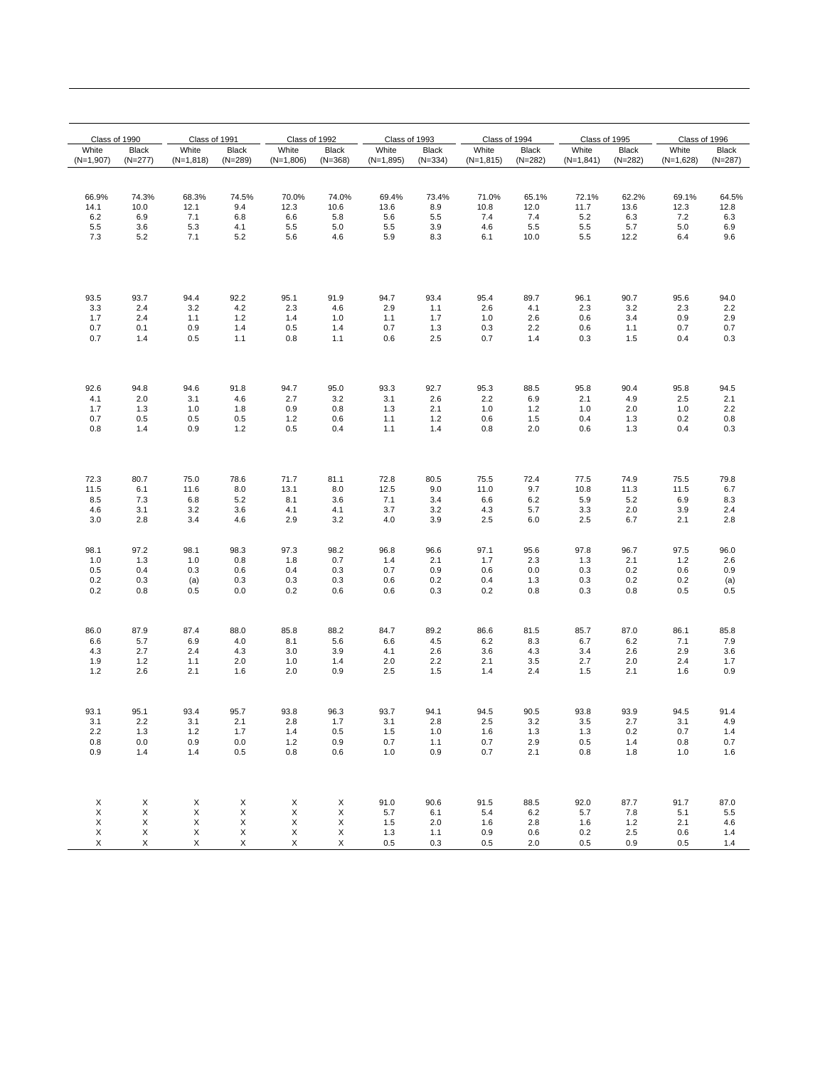| Class of 1990 | | Class of 1991 | | Class of 1992 | | Class of 1993 | | Class of 1994 | | Class of 1995 | | Class of 1996 | |
|---|---|---|---|---|---|---|---|---|---|---|---|---|---|
| White (N=1,907) | Black (N=277) | White (N=1,818) | Black (N=289) | White (N=1,806) | Black (N=368) | White (N=1,895) | Black (N=334) | White (N=1,815) | Black (N=282) | White (N=1,841) | Black (N=282) | White (N=1,628) | Black (N=287) |
| | | | | | | | | | | | | | |
| 66.9% | 74.3% | 68.3% | 74.5% | 70.0% | 74.0% | 69.4% | 73.4% | 71.0% | 65.1% | 72.1% | 62.2% | 69.1% | 64.5% |
| 14.1 | 10.0 | 12.1 | 9.4 | 12.3 | 10.6 | 13.6 | 8.9 | 10.8 | 12.0 | 11.7 | 13.6 | 12.3 | 12.8 |
| 6.2 | 6.9 | 7.1 | 6.8 | 6.6 | 5.8 | 5.6 | 5.5 | 7.4 | 7.4 | 5.2 | 6.3 | 7.2 | 6.3 |
| 5.5 | 3.6 | 5.3 | 4.1 | 5.5 | 5.0 | 5.5 | 3.9 | 4.6 | 5.5 | 5.5 | 5.7 | 5.0 | 6.9 |
| 7.3 | 5.2 | 7.1 | 5.2 | 5.6 | 4.6 | 5.9 | 8.3 | 6.1 | 10.0 | 5.5 | 12.2 | 6.4 | 9.6 |
| | | | | | | | | | | | | | |
| 93.5 | 93.7 | 94.4 | 92.2 | 95.1 | 91.9 | 94.7 | 93.4 | 95.4 | 89.7 | 96.1 | 90.7 | 95.6 | 94.0 |
| 3.3 | 2.4 | 3.2 | 4.2 | 2.3 | 4.6 | 2.9 | 1.1 | 2.6 | 4.1 | 2.3 | 3.2 | 2.3 | 2.2 |
| 1.7 | 2.4 | 1.1 | 1.2 | 1.4 | 1.0 | 1.1 | 1.7 | 1.0 | 2.6 | 0.6 | 3.4 | 0.9 | 2.9 |
| 0.7 | 0.1 | 0.9 | 1.4 | 0.5 | 1.4 | 0.7 | 1.3 | 0.3 | 2.2 | 0.6 | 1.1 | 0.7 | 0.7 |
| 0.7 | 1.4 | 0.5 | 1.1 | 0.8 | 1.1 | 0.6 | 2.5 | 0.7 | 1.4 | 0.3 | 1.5 | 0.4 | 0.3 |
| | | | | | | | | | | | | | |
| 92.6 | 94.8 | 94.6 | 91.8 | 94.7 | 95.0 | 93.3 | 92.7 | 95.3 | 88.5 | 95.8 | 90.4 | 95.8 | 94.5 |
| 4.1 | 2.0 | 3.1 | 4.6 | 2.7 | 3.2 | 3.1 | 2.6 | 2.2 | 6.9 | 2.1 | 4.9 | 2.5 | 2.1 |
| 1.7 | 1.3 | 1.0 | 1.8 | 0.9 | 0.8 | 1.3 | 2.1 | 1.0 | 1.2 | 1.0 | 2.0 | 1.0 | 2.2 |
| 0.7 | 0.5 | 0.5 | 0.5 | 1.2 | 0.6 | 1.1 | 1.2 | 0.6 | 1.5 | 0.4 | 1.3 | 0.2 | 0.8 |
| 0.8 | 1.4 | 0.9 | 1.2 | 0.5 | 0.4 | 1.1 | 1.4 | 0.8 | 2.0 | 0.6 | 1.3 | 0.4 | 0.3 |
| | | | | | | | | | | | | | |
| 72.3 | 80.7 | 75.0 | 78.6 | 71.7 | 81.1 | 72.8 | 80.5 | 75.5 | 72.4 | 77.5 | 74.9 | 75.5 | 79.8 |
| 11.5 | 6.1 | 11.6 | 8.0 | 13.1 | 8.0 | 12.5 | 9.0 | 11.0 | 9.7 | 10.8 | 11.3 | 11.5 | 6.7 |
| 8.5 | 7.3 | 6.8 | 5.2 | 8.1 | 3.6 | 7.1 | 3.4 | 6.6 | 6.2 | 5.9 | 5.2 | 6.9 | 8.3 |
| 4.6 | 3.1 | 3.2 | 3.6 | 4.1 | 4.1 | 3.7 | 3.2 | 4.3 | 5.7 | 3.3 | 2.0 | 3.9 | 2.4 |
| 3.0 | 2.8 | 3.4 | 4.6 | 2.9 | 3.2 | 4.0 | 3.9 | 2.5 | 6.0 | 2.5 | 6.7 | 2.1 | 2.8 |
| | | | | | | | | | | | | | |
| 98.1 | 97.2 | 98.1 | 98.3 | 97.3 | 98.2 | 96.8 | 96.6 | 97.1 | 95.6 | 97.8 | 96.7 | 97.5 | 96.0 |
| 1.0 | 1.3 | 1.0 | 0.8 | 1.8 | 0.7 | 1.4 | 2.1 | 1.7 | 2.3 | 1.3 | 2.1 | 1.2 | 2.6 |
| 0.5 | 0.4 | 0.3 | 0.6 | 0.4 | 0.3 | 0.7 | 0.9 | 0.6 | 0.0 | 0.3 | 0.2 | 0.6 | 0.9 |
| 0.2 | 0.3 | (a) | 0.3 | 0.3 | 0.3 | 0.6 | 0.2 | 0.4 | 1.3 | 0.3 | 0.2 | 0.2 | (a) |
| 0.2 | 0.8 | 0.5 | 0.0 | 0.2 | 0.6 | 0.6 | 0.3 | 0.2 | 0.8 | 0.3 | 0.8 | 0.5 | 0.5 |
| | | | | | | | | | | | | | |
| 86.0 | 87.9 | 87.4 | 88.0 | 85.8 | 88.2 | 84.7 | 89.2 | 86.6 | 81.5 | 85.7 | 87.0 | 86.1 | 85.8 |
| 6.6 | 5.7 | 6.9 | 4.0 | 8.1 | 5.6 | 6.6 | 4.5 | 6.2 | 8.3 | 6.7 | 6.2 | 7.1 | 7.9 |
| 4.3 | 2.7 | 2.4 | 4.3 | 3.0 | 3.9 | 4.1 | 2.6 | 3.6 | 4.3 | 3.4 | 2.6 | 2.9 | 3.6 |
| 1.9 | 1.2 | 1.1 | 2.0 | 1.0 | 1.4 | 2.0 | 2.2 | 2.1 | 3.5 | 2.7 | 2.0 | 2.4 | 1.7 |
| 1.2 | 2.6 | 2.1 | 1.6 | 2.0 | 0.9 | 2.5 | 1.5 | 1.4 | 2.4 | 1.5 | 2.1 | 1.6 | 0.9 |
| | | | | | | | | | | | | | |
| 93.1 | 95.1 | 93.4 | 95.7 | 93.8 | 96.3 | 93.7 | 94.1 | 94.5 | 90.5 | 93.8 | 93.9 | 94.5 | 91.4 |
| 3.1 | 2.2 | 3.1 | 2.1 | 2.8 | 1.7 | 3.1 | 2.8 | 2.5 | 3.2 | 3.5 | 2.7 | 3.1 | 4.9 |
| 2.2 | 1.3 | 1.2 | 1.7 | 1.4 | 0.5 | 1.5 | 1.0 | 1.6 | 1.3 | 1.3 | 0.2 | 0.7 | 1.4 |
| 0.8 | 0.0 | 0.9 | 0.0 | 1.2 | 0.9 | 0.7 | 1.1 | 0.7 | 2.9 | 0.5 | 1.4 | 0.8 | 0.7 |
| 0.9 | 1.4 | 1.4 | 0.5 | 0.8 | 0.6 | 1.0 | 0.9 | 0.7 | 2.1 | 0.8 | 1.8 | 1.0 | 1.6 |
| | | | | | | | | | | | | | |
| X | X | X | X | X | X | 91.0 | 90.6 | 91.5 | 88.5 | 92.0 | 87.7 | 91.7 | 87.0 |
| X | X | X | X | X | X | 5.7 | 6.1 | 5.4 | 6.2 | 5.7 | 7.8 | 5.1 | 5.5 |
| X | X | X | X | X | X | 1.5 | 2.0 | 1.6 | 2.8 | 1.6 | 1.2 | 2.1 | 4.6 |
| X | X | X | X | X | X | 1.3 | 1.1 | 0.9 | 0.6 | 0.2 | 2.5 | 0.6 | 1.4 |
| X | X | X | X | X | X | 0.5 | 0.3 | 0.5 | 2.0 | 0.5 | 0.9 | 0.5 | 1.4 |